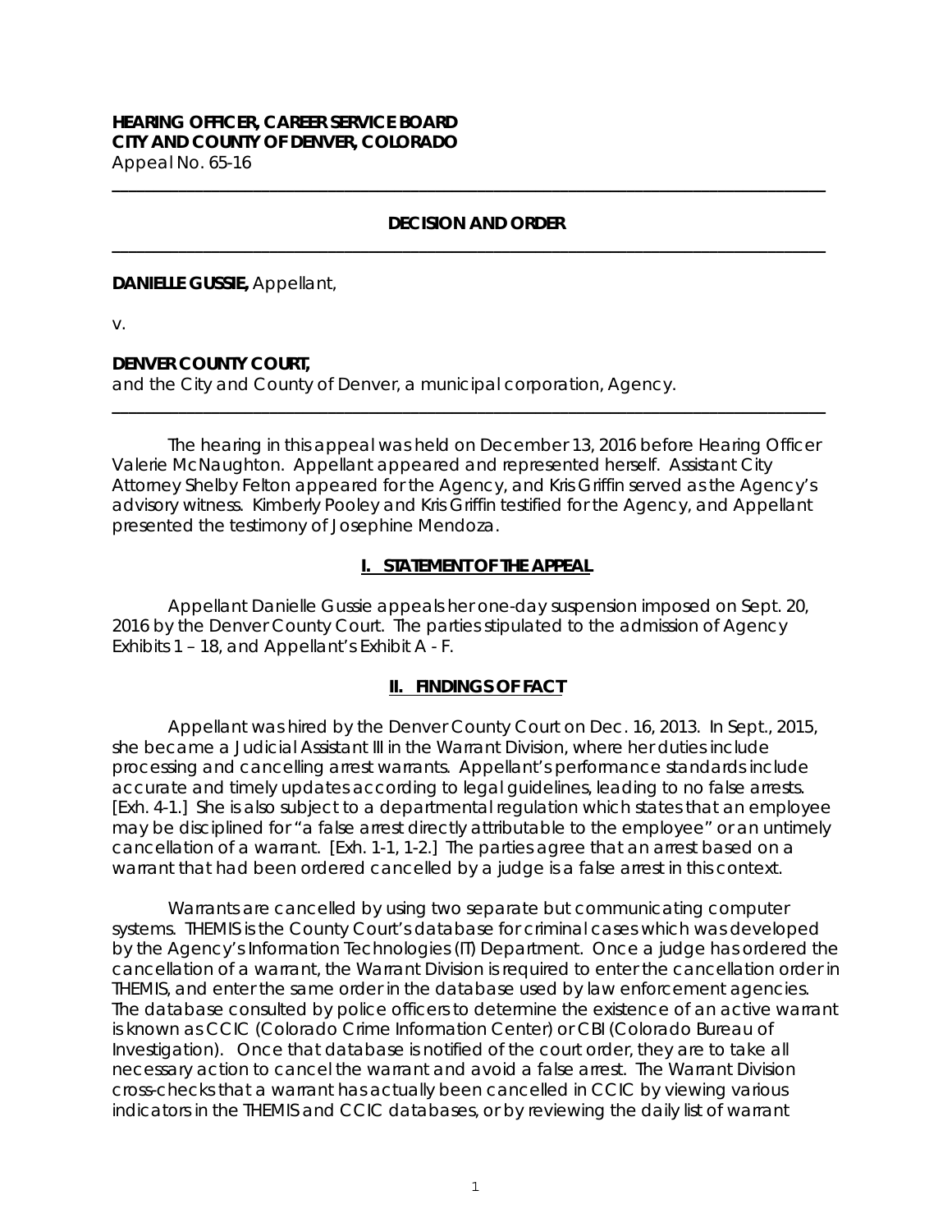**HEARING OFFICER, CAREER SERVICE BOARD**
**CITY AND COUNTY OF DENVER, COLORADO**
Appeal No. 65-16

---

**DECISION AND ORDER**

---

**DANIELLE GUSSIE,** Appellant,

v.

**DENVER COUNTY COURT,**
and the City and County of Denver, a municipal corporation, Agency.

---

The hearing in this appeal was held on December 13, 2016 before Hearing Officer Valerie McNaughton. Appellant appeared and represented herself. Assistant City Attorney Shelby Felton appeared for the Agency, and Kris Griffin served as the Agency's advisory witness. Kimberly Pooley and Kris Griffin testified for the Agency, and Appellant presented the testimony of Josephine Mendoza.

## I. STATEMENT OF THE APPEAL

Appellant Danielle Gussie appeals her one-day suspension imposed on Sept. 20, 2016 by the Denver County Court. The parties stipulated to the admission of Agency Exhibits 1 – 18, and Appellant's Exhibit A - F.

## II. FINDINGS OF FACT

Appellant was hired by the Denver County Court on Dec. 16, 2013. In Sept., 2015, she became a Judicial Assistant III in the Warrant Division, where her duties include processing and cancelling arrest warrants. Appellant's performance standards include accurate and timely updates according to legal guidelines, leading to no false arrests. [Exh. 4-1.] She is also subject to a departmental regulation which states that an employee may be disciplined for "a false arrest directly attributable to the employee" or an untimely cancellation of a warrant. [Exh. 1-1, 1-2.] The parties agree that an arrest based on a warrant that had been ordered cancelled by a judge is a false arrest in this context.

Warrants are cancelled by using two separate but communicating computer systems. THEMIS is the County Court's database for criminal cases which was developed by the Agency's Information Technologies (IT) Department. Once a judge has ordered the cancellation of a warrant, the Warrant Division is required to enter the cancellation order in THEMIS, and enter the same order in the database used by law enforcement agencies. The database consulted by police officers to determine the existence of an active warrant is known as CCIC (Colorado Crime Information Center) or CBI (Colorado Bureau of Investigation). Once that database is notified of the court order, they are to take all necessary action to cancel the warrant and avoid a false arrest. The Warrant Division cross-checks that a warrant has actually been cancelled in CCIC by viewing various indicators in the THEMIS and CCIC databases, or by reviewing the daily list of warrant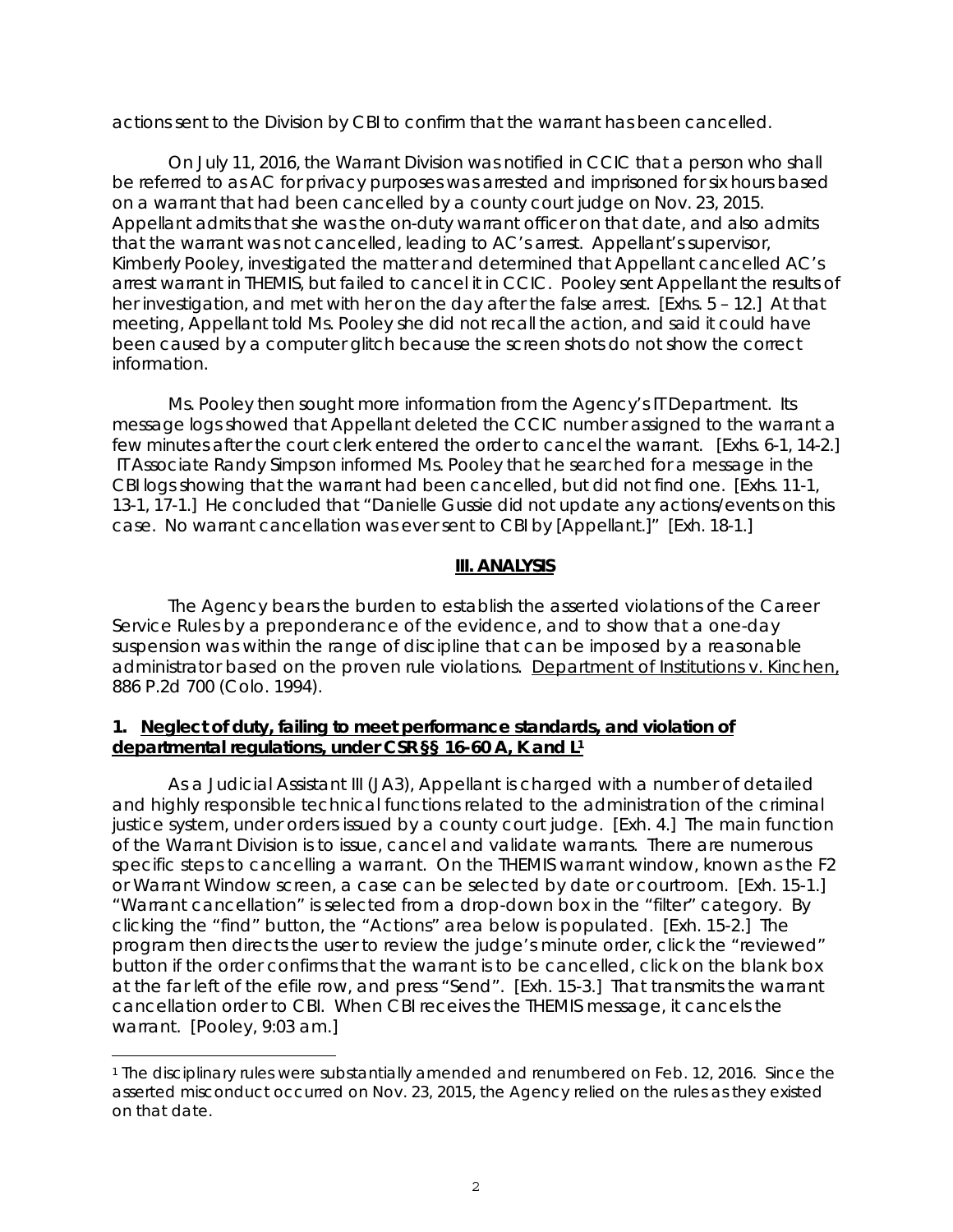actions sent to the Division by CBI to confirm that the warrant has been cancelled.

On July 11, 2016, the Warrant Division was notified in CCIC that a person who shall be referred to as AC for privacy purposes was arrested and imprisoned for six hours based on a warrant that had been cancelled by a county court judge on Nov. 23, 2015. Appellant admits that she was the on-duty warrant officer on that date, and also admits that the warrant was not cancelled, leading to AC's arrest. Appellant's supervisor, Kimberly Pooley, investigated the matter and determined that Appellant cancelled AC's arrest warrant in THEMIS, but failed to cancel it in CCIC. Pooley sent Appellant the results of her investigation, and met with her on the day after the false arrest. [Exhs. 5 – 12.] At that meeting, Appellant told Ms. Pooley she did not recall the action, and said it could have been caused by a computer glitch because the screen shots do not show the correct information.

Ms. Pooley then sought more information from the Agency's IT Department. Its message logs showed that Appellant deleted the CCIC number assigned to the warrant a few minutes after the court clerk entered the order to cancel the warrant. [Exhs. 6-1, 14-2.] IT Associate Randy Simpson informed Ms. Pooley that he searched for a message in the CBI logs showing that the warrant had been cancelled, but did not find one. [Exhs. 11-1, 13-1, 17-1.] He concluded that "Danielle Gussie did not update any actions/events on this case. No warrant cancellation was ever sent to CBI by [Appellant.]" [Exh. 18-1.]

## III. ANALYSIS

The Agency bears the burden to establish the asserted violations of the Career Service Rules by a preponderance of the evidence, and to show that a one-day suspension was within the range of discipline that can be imposed by a reasonable administrator based on the proven rule violations. Department of Institutions v. Kinchen, 886 P.2d 700 (Colo. 1994).

### 1. Neglect of duty, failing to meet performance standards, and violation of departmental regulations, under CSR §§ 16-60 A, K and L[1]

As a Judicial Assistant III (JA3), Appellant is charged with a number of detailed and highly responsible technical functions related to the administration of the criminal justice system, under orders issued by a county court judge. [Exh. 4.] The main function of the Warrant Division is to issue, cancel and validate warrants. There are numerous specific steps to cancelling a warrant. On the THEMIS warrant window, known as the F2 or Warrant Window screen, a case can be selected by date or courtroom. [Exh. 15-1.] "Warrant cancellation" is selected from a drop-down box in the "filter" category. By clicking the "find" button, the "Actions" area below is populated. [Exh. 15-2.] The program then directs the user to review the judge's minute order, click the "reviewed" button if the order confirms that the warrant is to be cancelled, click on the blank box at the far left of the efile row, and press "Send". [Exh. 15-3.] That transmits the warrant cancellation order to CBI. When CBI receives the THEMIS message, it cancels the warrant. [Pooley, 9:03 am.]

[1] The disciplinary rules were substantially amended and renumbered on Feb. 12, 2016. Since the asserted misconduct occurred on Nov. 23, 2015, the Agency relied on the rules as they existed on that date.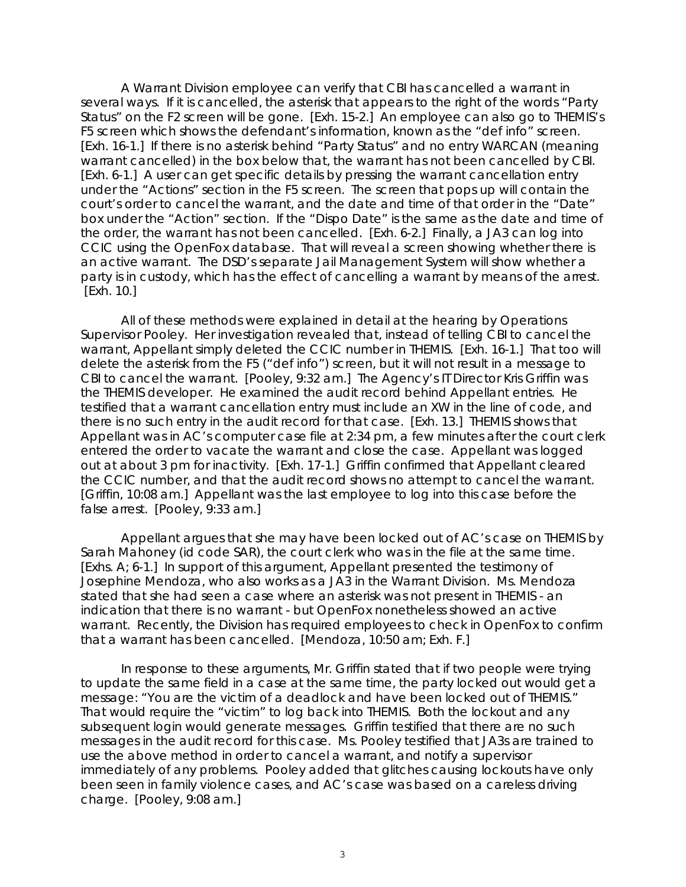A Warrant Division employee can verify that CBI has cancelled a warrant in several ways. If it is cancelled, the asterisk that appears to the right of the words "Party Status" on the F2 screen will be gone. [Exh. 15-2.] An employee can also go to THEMIS's F5 screen which shows the defendant's information, known as the "def info" screen. [Exh. 16-1.] If there is no asterisk behind "Party Status" and no entry WARCAN (meaning warrant cancelled) in the box below that, the warrant has not been cancelled by CBI. [Exh. 6-1.] A user can get specific details by pressing the warrant cancellation entry under the "Actions" section in the F5 screen. The screen that pops up will contain the court's order to cancel the warrant, and the date and time of that order in the "Date" box under the "Action" section. If the "Dispo Date" is the same as the date and time of the order, the warrant has not been cancelled. [Exh. 6-2.] Finally, a JA3 can log into CCIC using the OpenFox database. That will reveal a screen showing whether there is an active warrant. The DSD's separate Jail Management System will show whether a party is in custody, which has the effect of cancelling a warrant by means of the arrest. [Exh. 10.]

All of these methods were explained in detail at the hearing by Operations Supervisor Pooley. Her investigation revealed that, instead of telling CBI to cancel the warrant, Appellant simply deleted the CCIC number in THEMIS. [Exh. 16-1.] That too will delete the asterisk from the F5 ("def info") screen, but it will not result in a message to CBI to cancel the warrant. [Pooley, 9:32 am.] The Agency's IT Director Kris Griffin was the THEMIS developer. He examined the audit record behind Appellant entries. He testified that a warrant cancellation entry must include an XW in the line of code, and there is no such entry in the audit record for that case. [Exh. 13.] THEMIS shows that Appellant was in AC's computer case file at 2:34 pm, a few minutes after the court clerk entered the order to vacate the warrant and close the case. Appellant was logged out at about 3 pm for inactivity. [Exh. 17-1.] Griffin confirmed that Appellant cleared the CCIC number, and that the audit record shows no attempt to cancel the warrant. [Griffin, 10:08 am.] Appellant was the last employee to log into this case before the false arrest. [Pooley, 9:33 am.]

Appellant argues that she may have been locked out of AC's case on THEMIS by Sarah Mahoney (id code SAR), the court clerk who was in the file at the same time. [Exhs. A; 6-1.] In support of this argument, Appellant presented the testimony of Josephine Mendoza, who also works as a JA3 in the Warrant Division. Ms. Mendoza stated that she had seen a case where an asterisk was not present in THEMIS - an indication that there is no warrant - but OpenFox nonetheless showed an active warrant. Recently, the Division has required employees to check in OpenFox to confirm that a warrant has been cancelled. [Mendoza, 10:50 am; Exh. F.]

In response to these arguments, Mr. Griffin stated that if two people were trying to update the same field in a case at the same time, the party locked out would get a message: "You are the victim of a deadlock and have been locked out of THEMIS." That would require the "victim" to log back into THEMIS. Both the lockout and any subsequent login would generate messages. Griffin testified that there are no such messages in the audit record for this case. Ms. Pooley testified that JA3s are trained to use the above method in order to cancel a warrant, and notify a supervisor immediately of any problems. Pooley added that glitches causing lockouts have only been seen in family violence cases, and AC's case was based on a careless driving charge. [Pooley, 9:08 am.]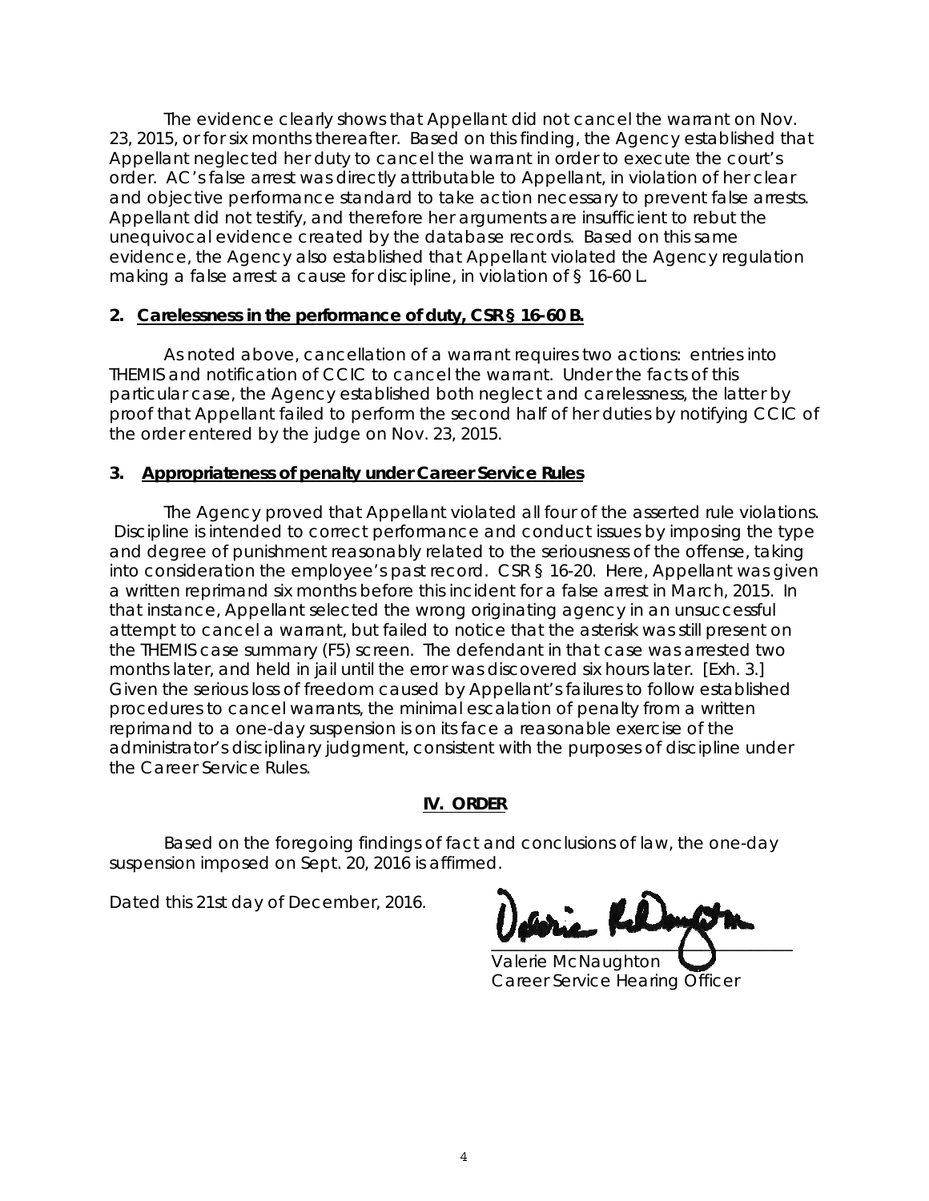The evidence clearly shows that Appellant did not cancel the warrant on Nov. 23, 2015, or for six months thereafter. Based on this finding, the Agency established that Appellant neglected her duty to cancel the warrant in order to execute the court's order. AC's false arrest was directly attributable to Appellant, in violation of her clear and objective performance standard to take action necessary to prevent false arrests. Appellant did not testify, and therefore her arguments are insufficient to rebut the unequivocal evidence created by the database records. Based on this same evidence, the Agency also established that Appellant violated the Agency regulation making a false arrest a cause for discipline, in violation of § 16-60 L.

**2. Carelessness in the performance of duty, CSR § 16-60 B.**

As noted above, cancellation of a warrant requires two actions: entries into THEMIS and notification of CCIC to cancel the warrant. Under the facts of this particular case, the Agency established both neglect and carelessness, the latter by proof that Appellant failed to perform the second half of her duties by notifying CCIC of the order entered by the judge on Nov. 23, 2015.

**3. Appropriateness of penalty under Career Service Rules**

The Agency proved that Appellant violated all four of the asserted rule violations. Discipline is intended to correct performance and conduct issues by imposing the type and degree of punishment reasonably related to the seriousness of the offense, taking into consideration the employee's past record. CSR § 16-20. Here, Appellant was given a written reprimand six months before this incident for a false arrest in March, 2015. In that instance, Appellant selected the wrong originating agency in an unsuccessful attempt to cancel a warrant, but failed to notice that the asterisk was still present on the THEMIS case summary (F5) screen. The defendant in that case was arrested two months later, and held in jail until the error was discovered six hours later. [Exh. 3.] Given the serious loss of freedom caused by Appellant's failures to follow established procedures to cancel warrants, the minimal escalation of penalty from a written reprimand to a one-day suspension is on its face a reasonable exercise of the administrator's disciplinary judgment, consistent with the purposes of discipline under the Career Service Rules.

## IV. ORDER

Based on the foregoing findings of fact and conclusions of law, the one-day suspension imposed on Sept. 20, 2016 is affirmed.

Dated this 21st day of December, 2016.

Valerie McNaughton
Career Service Hearing Officer